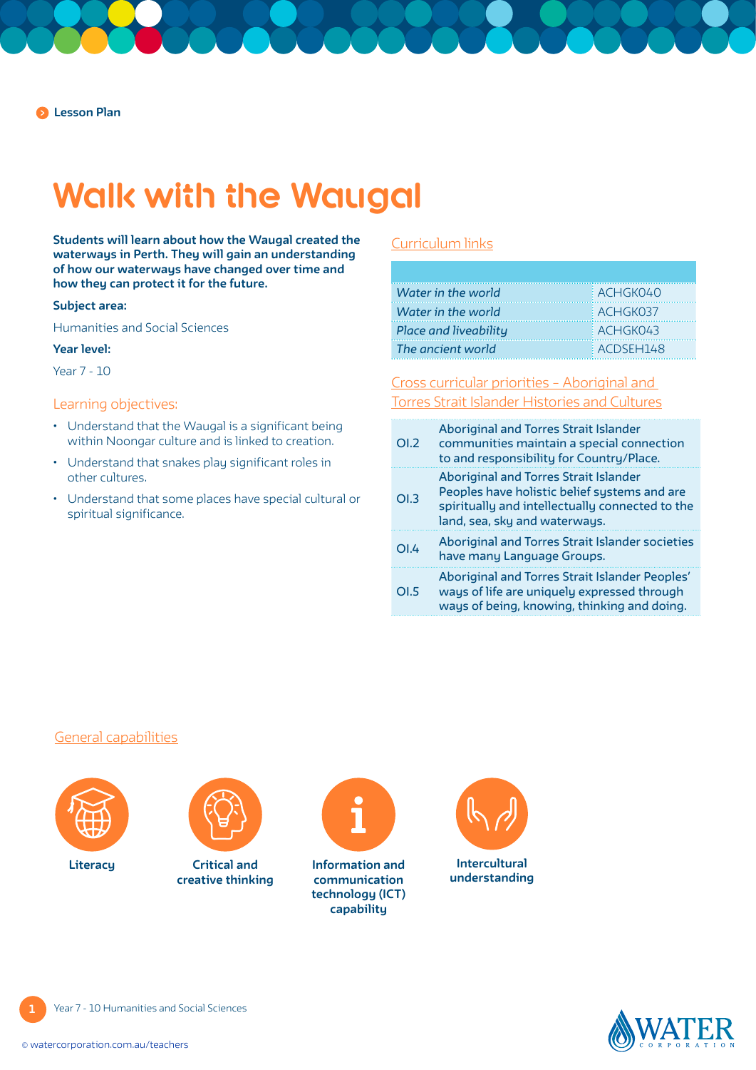Lesson Plan

# Walk with the Waugal

**Students will learn about how the Waugal created the waterways in Perth. They will gain an understanding of how our waterways have changed over time and how they can protect it for the future.**

**Subject area:**

Humanities and Social Sciences

**Year level:**

Year 7 - 10

## Learning objectives:

- Understand that the Waugal is a significant being within Noongar culture and is linked to creation.
- Understand that snakes play significant roles in other cultures.
- Understand that some places have special cultural or spiritual significance.

## Curriculum links

| | |
|---|---|
| *Water in the world* | ACHGK040 |
| *Water in the world* | ACHGK037 |
| *Place and liveability* | ACHGK043 |
| *The ancient world* | ACDSEH148 |

## Cross curricular priorities – Aboriginal and Torres Strait Islander Histories and Cultures

| | |
|---|---|
| OI.2 | Aboriginal and Torres Strait Islander communities maintain a special connection to and responsibility for Country/Place. |
| OI.3 | Aboriginal and Torres Strait Islander Peoples have holistic belief systems and are spiritually and intellectually connected to the land, sea, sky and waterways. |
| OI.4 | Aboriginal and Torres Strait Islander societies have many Language Groups. |
| OI.5 | Aboriginal and Torres Strait Islander Peoples' ways of life are uniquely expressed through ways of being, knowing, thinking and doing. |

## General capabilities

- Literacy
- Critical and creative thinking
- Information and communication technology (ICT) capability
- Intercultural understanding

© watercorporation.com.au/teachers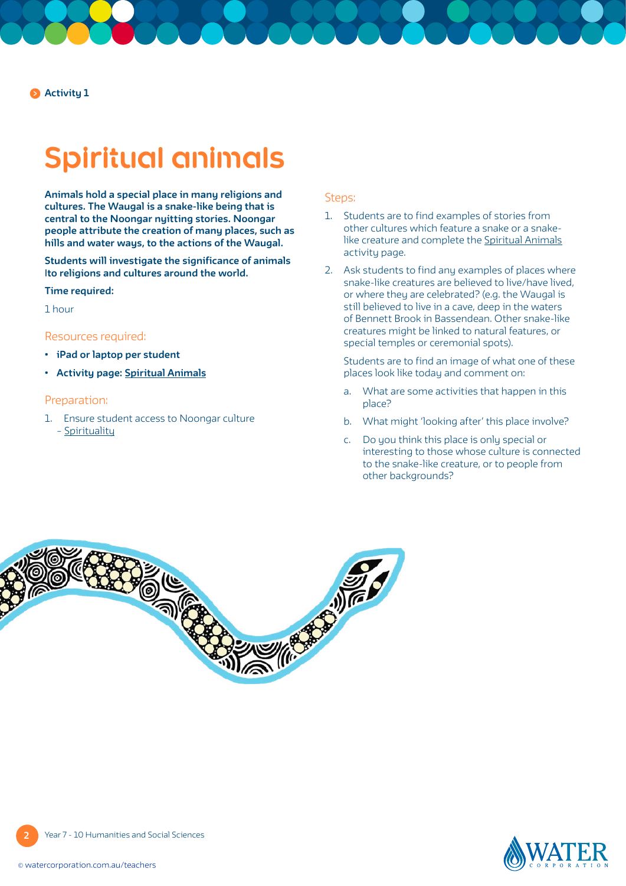Activity 1

# Spiritual animals

**Animals hold a special place in many religions and cultures. The Waugal is a snake-like being that is central to the Noongar nyitting stories. Noongar people attribute the creation of many places, such as hills and water ways, to the actions of the Waugal.**

**Students will investigate the significance of animals Ito religions and cultures around the world.**

**Time required:**

1 hour

## Resources required:

- **iPad or laptop per student**
- **Activity page: Spiritual Animals**

## Preparation:

1. Ensure student access to Noongar culture – Spirituality

## Steps:

1. Students are to find examples of stories from other cultures which feature a snake or a snake-like creature and complete the Spiritual Animals activity page.
2. Ask students to find any examples of places where snake-like creatures are believed to live/have lived, or where they are celebrated? (e.g. the Waugal is still believed to live in a cave, deep in the waters of Bennett Brook in Bassendean. Other snake-like creatures might be linked to natural features, or special temples or ceremonial spots).

   Students are to find an image of what one of these places look like today and comment on:

   a. What are some activities that happen in this place?

   b. What might 'looking after' this place involve?

   c. Do you think this place is only special or interesting to those whose culture is connected to the snake-like creature, or to people from other backgrounds?

Year 7 - 10 Humanities and Social Sciences

© watercorporation.com.au/teachers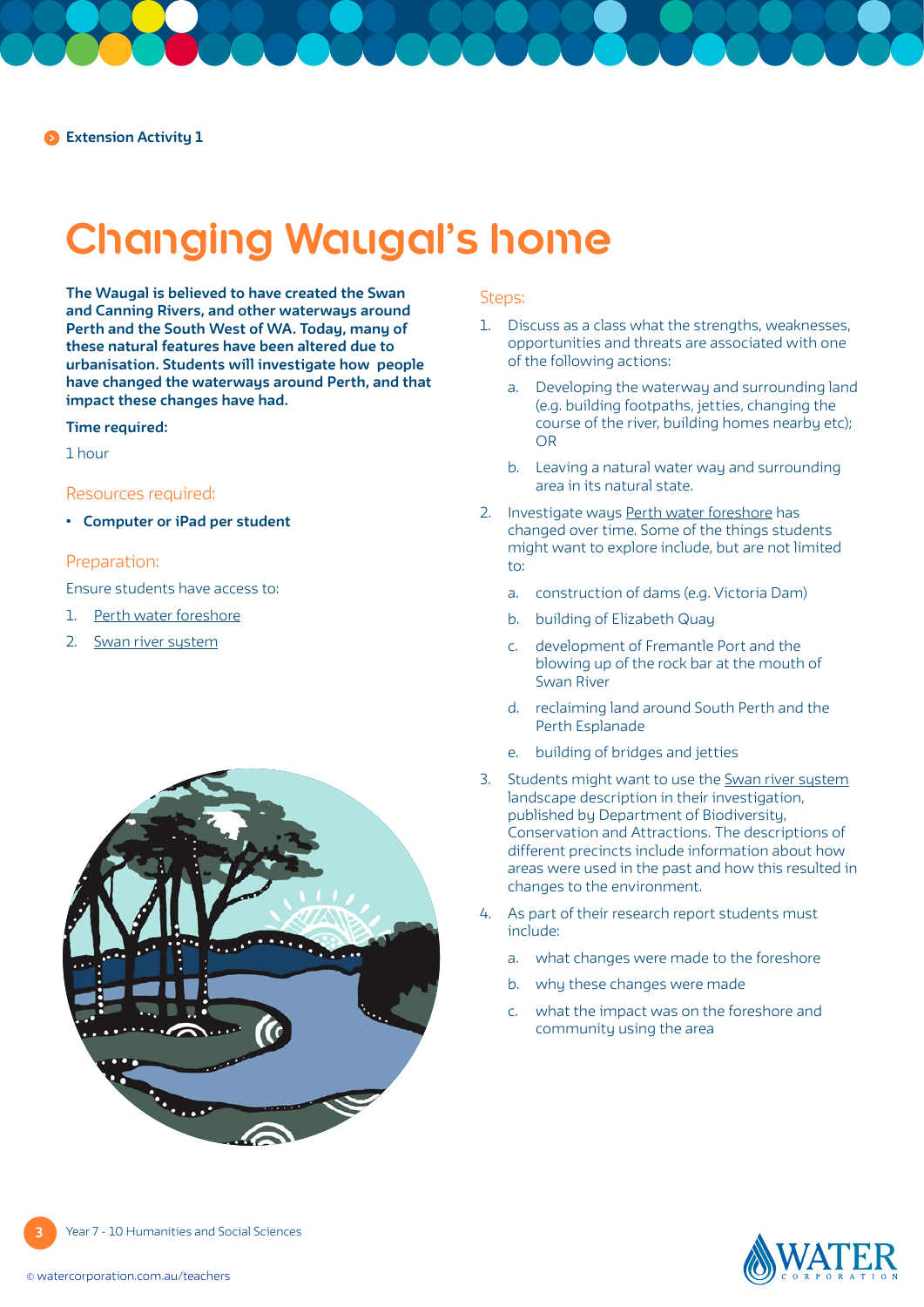Extension Activity 1

# Changing Waugal's home

**The Waugal is believed to have created the Swan and Canning Rivers, and other waterways around Perth and the South West of WA. Today, many of these natural features have been altered due to urbanisation. Students will investigate how people have changed the waterways around Perth, and that impact these changes have had.**

**Time required:**

1 hour

## Resources required:

- **Computer or iPad per student**

## Preparation:

Ensure students have access to:

1. Perth water foreshore
2. Swan river system

## Steps:

1. Discuss as a class what the strengths, weaknesses, opportunities and threats are associated with one of the following actions:
   a. Developing the waterway and surrounding land (e.g. building footpaths, jetties, changing the course of the river, building homes nearby etc); OR
   b. Leaving a natural water way and surrounding area in its natural state.
2. Investigate ways Perth water foreshore has changed over time. Some of the things students might want to explore include, but are not limited to:
   a. construction of dams (e.g. Victoria Dam)
   b. building of Elizabeth Quay
   c. development of Fremantle Port and the blowing up of the rock bar at the mouth of Swan River
   d. reclaiming land around South Perth and the Perth Esplanade
   e. building of bridges and jetties
3. Students might want to use the Swan river system landscape description in their investigation, published by Department of Biodiversity, Conservation and Attractions. The descriptions of different precincts include information about how areas were used in the past and how this resulted in changes to the environment.
4. As part of their research report students must include:
   a. what changes were made to the foreshore
   b. why these changes were made
   c. what the impact was on the foreshore and community using the area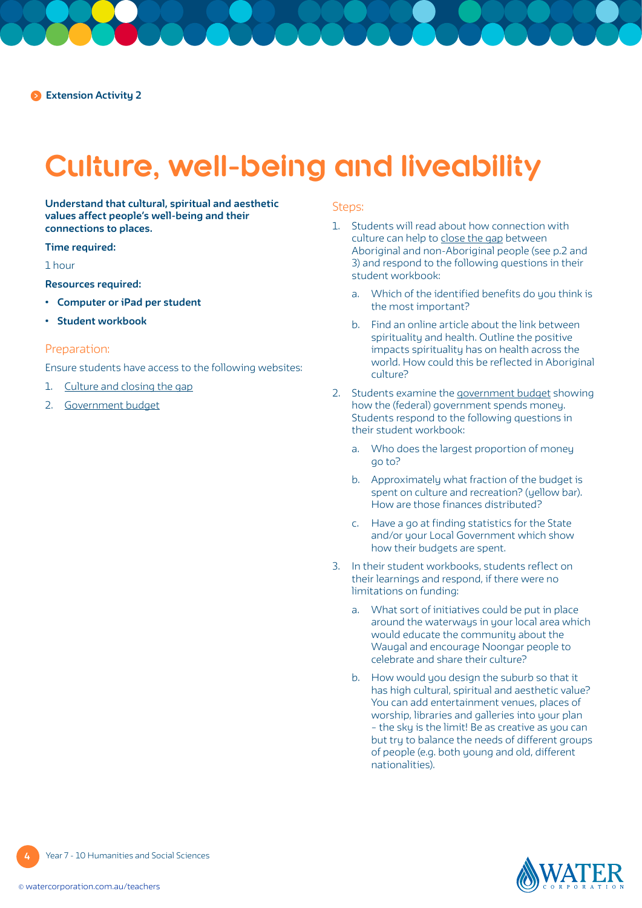Extension Activity 2

# Culture, well-being and liveability

**Understand that cultural, spiritual and aesthetic values affect people's well-being and their connections to places.**

**Time required:**

1 hour

**Resources required:**

- **Computer or iPad per student**
- **Student workbook**

## Preparation:

Ensure students have access to the following websites:

1. Culture and closing the gap
2. Government budget

## Steps:

1. Students will read about how connection with culture can help to close the gap between Aboriginal and non-Aboriginal people (see p.2 and 3) and respond to the following questions in their student workbook:
   a. Which of the identified benefits do you think is the most important?
   b. Find an online article about the link between spirituality and health. Outline the positive impacts spirituality has on health across the world. How could this be reflected in Aboriginal culture?
2. Students examine the government budget showing how the (federal) government spends money. Students respond to the following questions in their student workbook:
   a. Who does the largest proportion of money go to?
   b. Approximately what fraction of the budget is spent on culture and recreation? (yellow bar). How are those finances distributed?
   c. Have a go at finding statistics for the State and/or your Local Government which show how their budgets are spent.
3. In their student workbooks, students reflect on their learnings and respond, if there were no limitations on funding:
   a. What sort of initiatives could be put in place around the waterways in your local area which would educate the community about the Waugal and encourage Noongar people to celebrate and share their culture?
   b. How would you design the suburb so that it has high cultural, spiritual and aesthetic value? You can add entertainment venues, places of worship, libraries and galleries into your plan – the sky is the limit! Be as creative as you can but try to balance the needs of different groups of people (e.g. both young and old, different nationalities).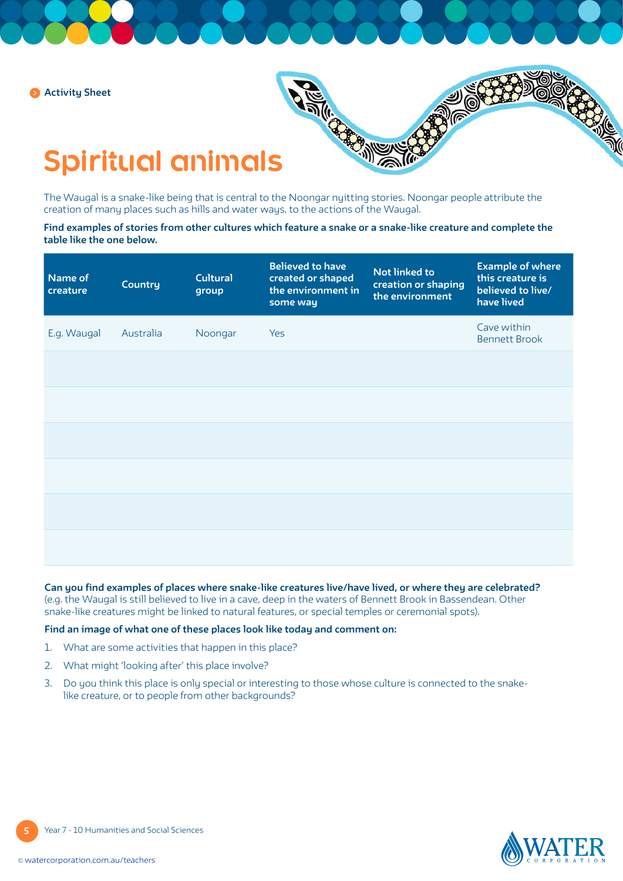Activity Sheet

# Spiritual animals

The Waugal is a snake-like being that is central to the Noongar nyitting stories. Noongar people attribute the creation of many places such as hills and water ways, to the actions of the Waugal.

**Find examples of stories from other cultures which feature a snake or a snake-like creature and complete the table like the one below.**

| Name of creature | Country | Cultural group | Believed to have created or shaped the environment in some way | Not linked to creation or shaping the environment | Example of where this creature is believed to live/ have lived |
|---|---|---|---|---|---|
| E.g. Waugal | Australia | Noongar | Yes | | Cave within Bennett Brook |
| | | | | | |
| | | | | | |
| | | | | | |
| | | | | | |
| | | | | | |
| | | | | | |

**Can you find examples of places where snake-like creatures live/have lived, or where they are celebrated?** (e.g. the Waugal is still believed to live in a cave, deep in the waters of Bennett Brook in Bassendean. Other snake-like creatures might be linked to natural features, or special temples or ceremonial spots).

**Find an image of what one of these places look like today and comment on:**

1. What are some activities that happen in this place?
2. What might 'looking after' this place involve?
3. Do you think this place is only special or interesting to those whose culture is connected to the snake-like creature, or to people from other backgrounds?

Year 7 - 10 Humanities and Social Sciences

© watercorporation.com.au/teachers